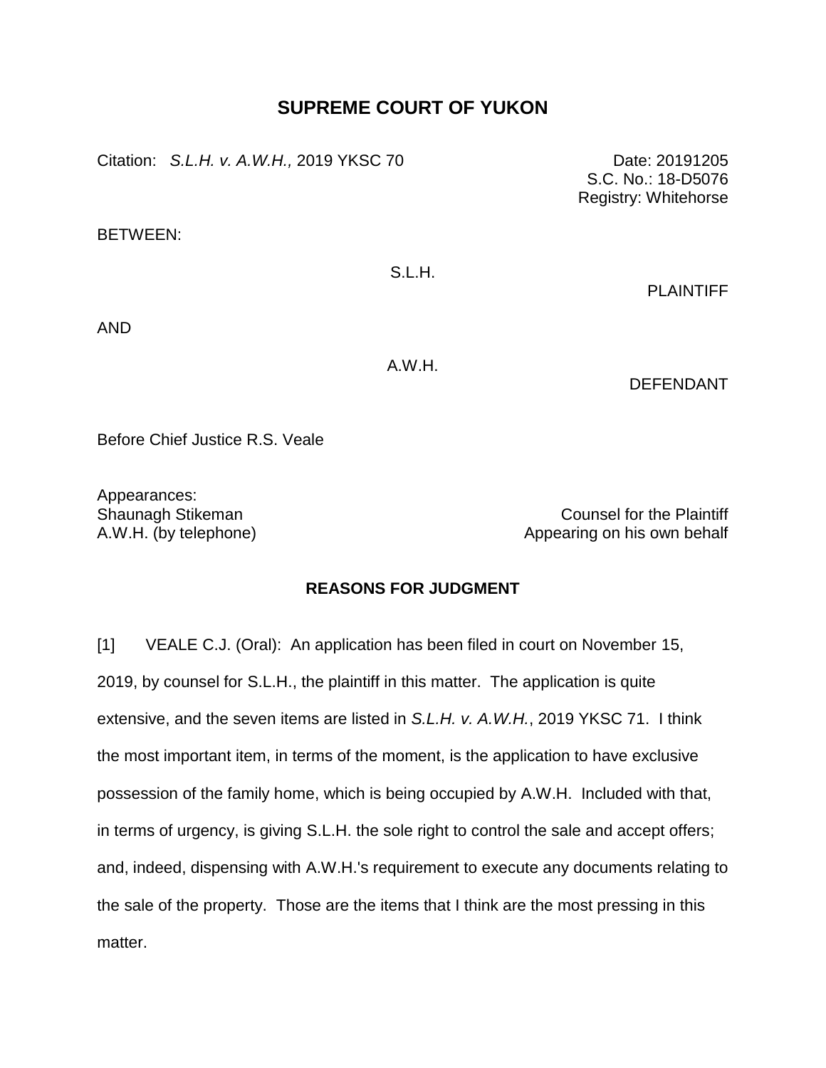# SUPREME COURT OF YUKON

Citation: *S.L.H. v. A.W.H.,* 2019 YKSC 70

Date: 20191205
S.C. No.: 18-D5076
Registry: Whitehorse

BETWEEN:

S.L.H.

PLAINTIFF

AND

A.W.H.

DEFENDANT

Before Chief Justice R.S. Veale

Appearances:

Shaunagh Stikeman — Counsel for the Plaintiff
A.W.H. (by telephone) — Appearing on his own behalf

## REASONS FOR JUDGMENT

[1] VEALE C.J. (Oral): An application has been filed in court on November 15, 2019, by counsel for S.L.H., the plaintiff in this matter. The application is quite extensive, and the seven items are listed in *S.L.H. v. A.W.H.*, 2019 YKSC 71. I think the most important item, in terms of the moment, is the application to have exclusive possession of the family home, which is being occupied by A.W.H. Included with that, in terms of urgency, is giving S.L.H. the sole right to control the sale and accept offers; and, indeed, dispensing with A.W.H.'s requirement to execute any documents relating to the sale of the property. Those are the items that I think are the most pressing in this matter.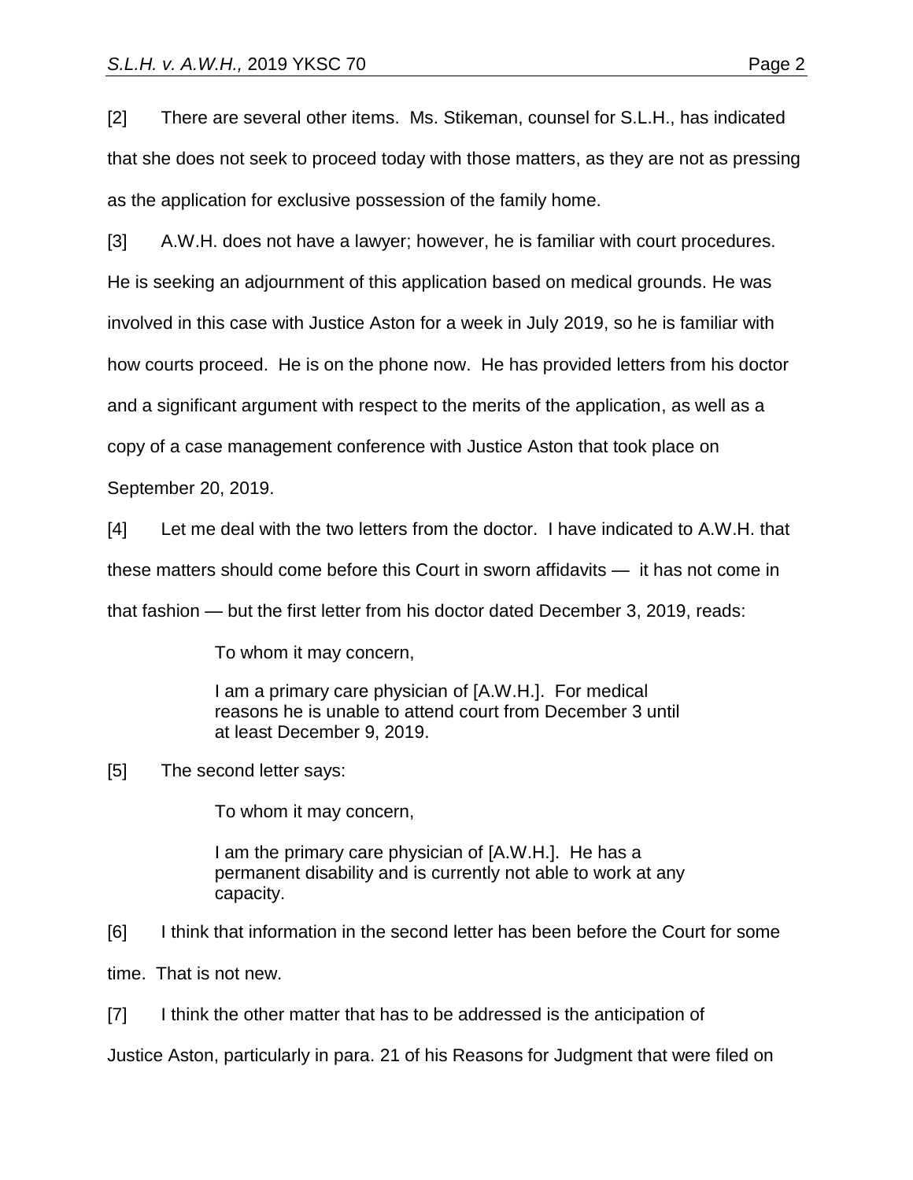[2] There are several other items. Ms. Stikeman, counsel for S.L.H., has indicated that she does not seek to proceed today with those matters, as they are not as pressing as the application for exclusive possession of the family home.

[3] A.W.H. does not have a lawyer; however, he is familiar with court procedures. He is seeking an adjournment of this application based on medical grounds. He was involved in this case with Justice Aston for a week in July 2019, so he is familiar with how courts proceed. He is on the phone now. He has provided letters from his doctor and a significant argument with respect to the merits of the application, as well as a copy of a case management conference with Justice Aston that took place on September 20, 2019.

[4] Let me deal with the two letters from the doctor. I have indicated to A.W.H. that these matters should come before this Court in sworn affidavits — it has not come in that fashion — but the first letter from his doctor dated December 3, 2019, reads:

> To whom it may concern,
>
> I am a primary care physician of [A.W.H.]. For medical reasons he is unable to attend court from December 3 until at least December 9, 2019.

[5] The second letter says:

> To whom it may concern,
>
> I am the primary care physician of [A.W.H.]. He has a permanent disability and is currently not able to work at any capacity.

[6] I think that information in the second letter has been before the Court for some time. That is not new.

[7] I think the other matter that has to be addressed is the anticipation of Justice Aston, particularly in para. 21 of his Reasons for Judgment that were filed on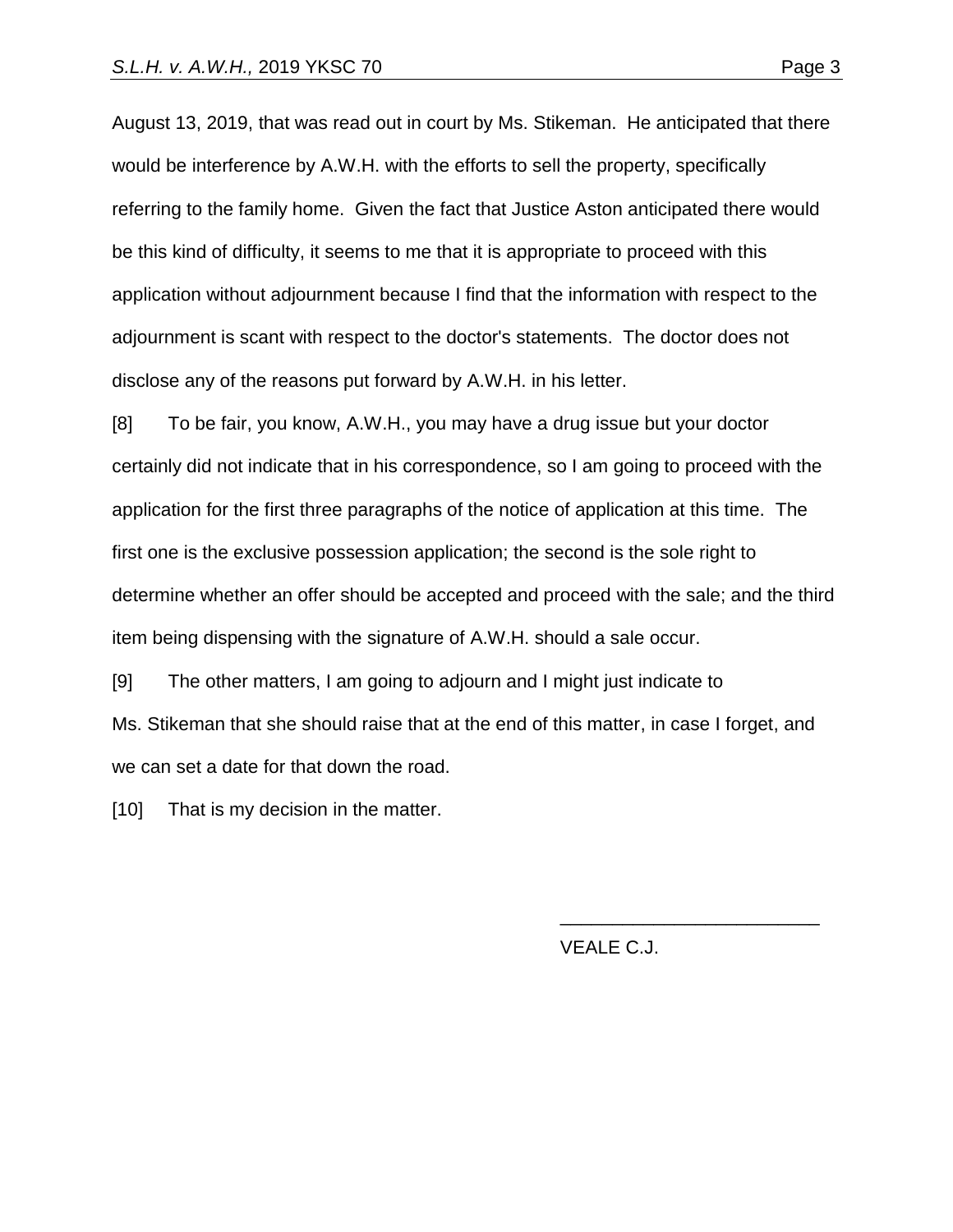August 13, 2019, that was read out in court by Ms. Stikeman. He anticipated that there would be interference by A.W.H. with the efforts to sell the property, specifically referring to the family home. Given the fact that Justice Aston anticipated there would be this kind of difficulty, it seems to me that it is appropriate to proceed with this application without adjournment because I find that the information with respect to the adjournment is scant with respect to the doctor's statements. The doctor does not disclose any of the reasons put forward by A.W.H. in his letter.

[8] To be fair, you know, A.W.H., you may have a drug issue but your doctor certainly did not indicate that in his correspondence, so I am going to proceed with the application for the first three paragraphs of the notice of application at this time. The first one is the exclusive possession application; the second is the sole right to determine whether an offer should be accepted and proceed with the sale; and the third item being dispensing with the signature of A.W.H. should a sale occur.

[9] The other matters, I am going to adjourn and I might just indicate to Ms. Stikeman that she should raise that at the end of this matter, in case I forget, and we can set a date for that down the road.

[10] That is my decision in the matter.

\_\_\_\_\_\_\_\_\_\_\_\_\_\_\_\_\_\_\_\_\_\_\_\_\_\_

VEALE C.J.